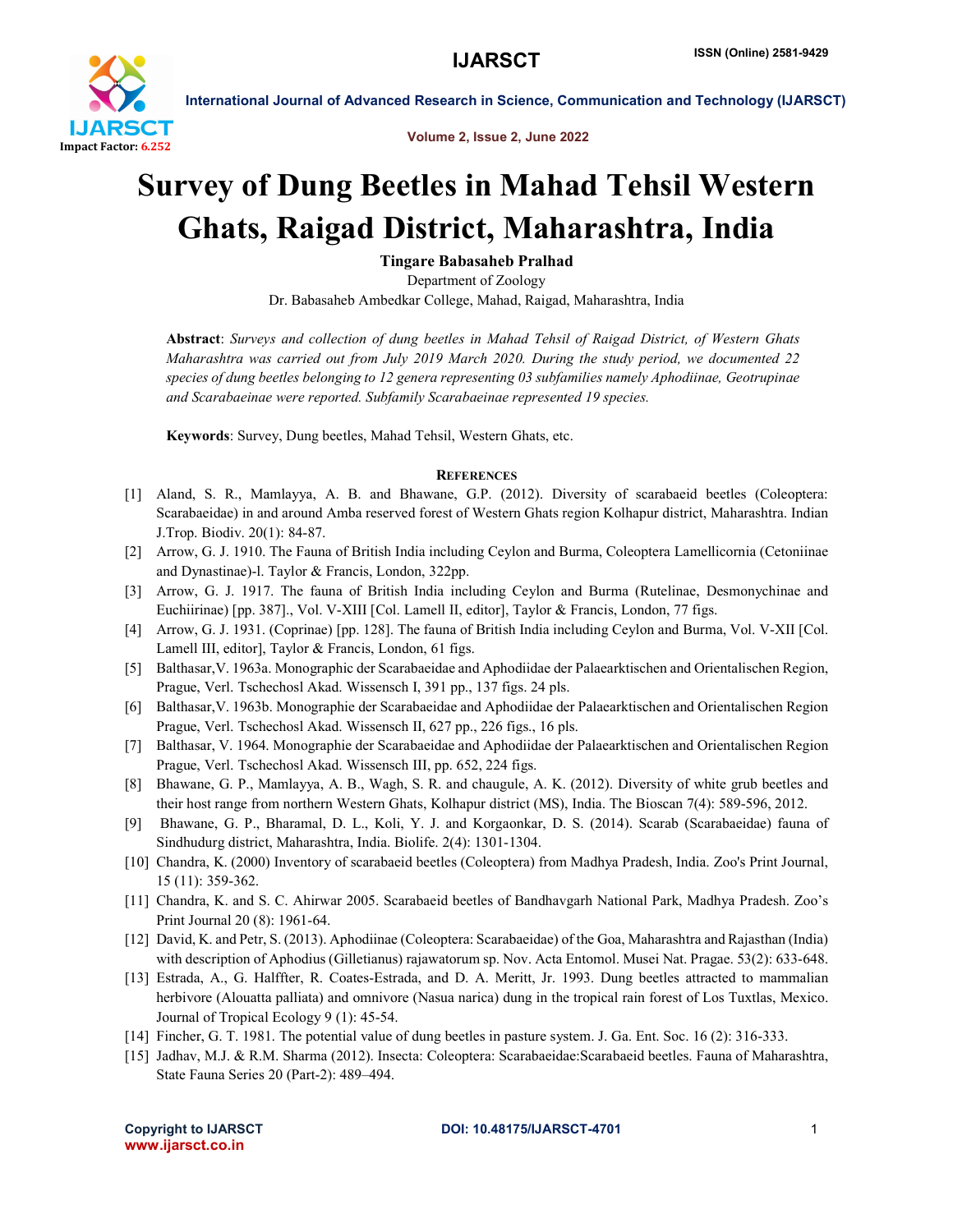# Survey of Dung Beetles in Mahad Tehsil Western Ghats, Raigad District, Maharashtra, India

**Tingare Babasaheb Pralhad**

Department of Zoology

Dr. Babasaheb Ambedkar College, Mahad, Raigad, Maharashtra, India

**Abstract**: *Surveys and collection of dung beetles in Mahad Tehsil of Raigad District, of Western Ghats Maharashtra was carried out from July 2019 March 2020. During the study period, we documented 22 species of dung beetles belonging to 12 genera representing 03 subfamilies namely Aphodiinae, Geotrupinae and Scarabaeinae were reported. Subfamily Scarabaeinae represented 19 species.*

**Keywords**: Survey, Dung beetles, Mahad Tehsil, Western Ghats, etc.

## References

[1] Aland, S. R., Mamlayya, A. B. and Bhawane, G.P. (2012). Diversity of scarabaeid beetles (Coleoptera: Scarabaeidae) in and around Amba reserved forest of Western Ghats region Kolhapur district, Maharashtra. Indian J.Trop. Biodiv. 20(1): 84-87.

[2] Arrow, G. J. 1910. The Fauna of British India including Ceylon and Burma, Coleoptera Lamellicornia (Cetoniinae and Dynastinae)-l. Taylor & Francis, London, 322pp.

[3] Arrow, G. J. 1917. The fauna of British India including Ceylon and Burma (Rutelinae, Desmonychinae and Euchiirinae) [pp. 387]., Vol. V-XIII [Col. Lamell II, editor], Taylor & Francis, London, 77 figs.

[4] Arrow, G. J. 1931. (Coprinae) [pp. 128]. The fauna of British India including Ceylon and Burma, Vol. V-XII [Col. Lamell III, editor], Taylor & Francis, London, 61 figs.

[5] Balthasar,V. 1963a. Monographic der Scarabaeidae and Aphodiidae der Palaearktischen und Orientalischen Region, Prague, Verl. Tschechosl Akad. Wissensch I, 391 pp., 137 figs. 24 pls.

[6] Balthasar,V. 1963b. Monographie der Scarabaeidae and Aphodiidae der Palaearktischen und Orientalischen Region Prague, Verl. Tschechosl Akad. Wissensch II, 627 pp., 226 figs., 16 pls.

[7] Balthasar, V. 1964. Monographie der Scarabaeidae and Aphodiidae der Palaearktischen und Orientalischen Region Prague, Verl. Tschechosl Akad. Wissensch III, pp. 652, 224 figs.

[8] Bhawane, G. P., Mamlayya, A. B., Wagh, S. R. and chaugule, A. K. (2012). Diversity of white grub beetles and their host range from northern Western Ghats, Kolhapur district (MS), India. The Bioscan 7(4): 589-596, 2012.

[9] Bhawane, G. P., Bharamal, D. L., Koli, Y. J. and Korgaonkar, D. S. (2014). Scarab (Scarabaeidae) fauna of Sindhudurg district, Maharashtra, India. Biolife. 2(4): 1301-1304.

[10] Chandra, K. (2000) Inventory of scarabaeid beetles (Coleoptera) from Madhya Pradesh, India. Zoo's Print Journal, 15 (11): 359-362.

[11] Chandra, K. and S. C. Ahirwar 2005. Scarabaeid beetles of Bandhavgarh National Park, Madhya Pradesh. Zoo's Print Journal 20 (8): 1961-64.

[12] David, K. and Petr, S. (2013). Aphodiinae (Coleoptera: Scarabaeidae) of the Goa, Maharashtra and Rajasthan (India) with description of Aphodius (Gilletianus) rajawatorum sp. Nov. Acta Entomol. Musei Nat. Pragae. 53(2): 633-648.

[13] Estrada, A., G. Halffter, R. Coates-Estrada, and D. A. Meritt, Jr. 1993. Dung beetles attracted to mammalian herbivore (Alouatta palliata) and omnivore (Nasua narica) dung in the tropical rain forest of Los Tuxtlas, Mexico. Journal of Tropical Ecology 9 (1): 45-54.

[14] Fincher, G. T. 1981. The potential value of dung beetles in pasture system. J. Ga. Ent. Soc. 16 (2): 316-333.

[15] Jadhav, M.J. & R.M. Sharma (2012). Insecta: Coleoptera: Scarabaeidae:Scarabaeid beetles. Fauna of Maharashtra, State Fauna Series 20 (Part-2): 489–494.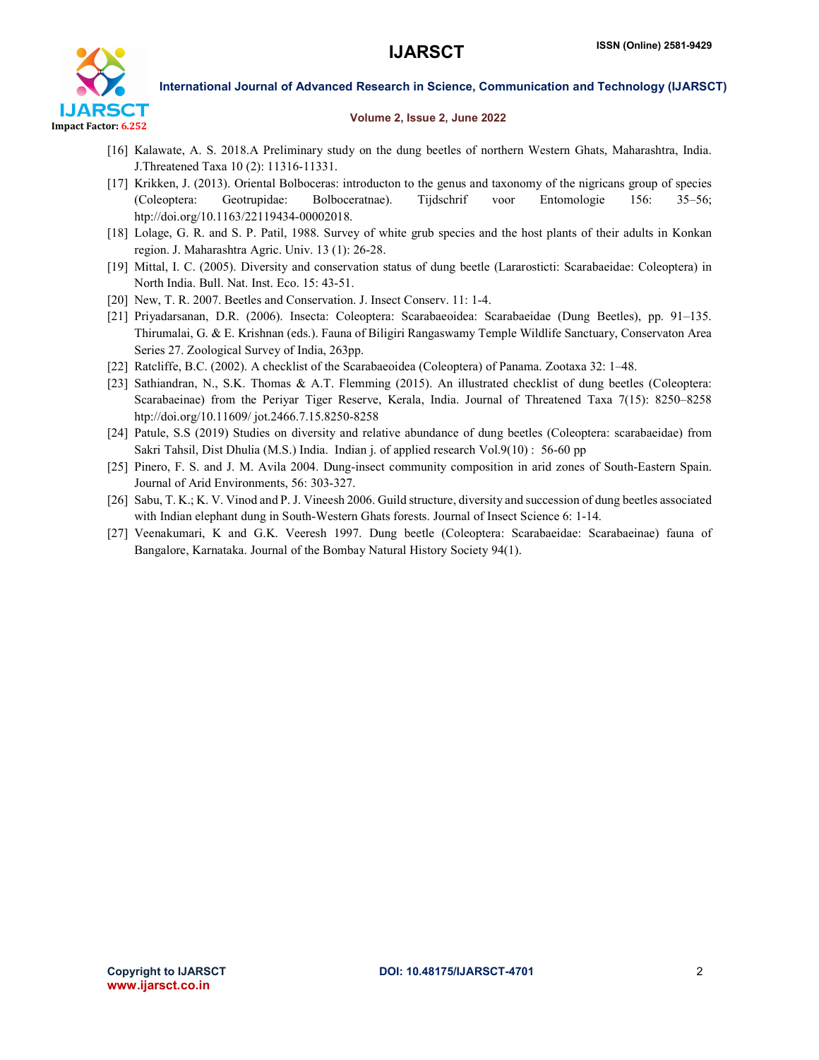[16] Kalawate, A. S. 2018.A Preliminary study on the dung beetles of northern Western Ghats, Maharashtra, India. J.Threatened Taxa 10 (2): 11316-11331.

[17] Krikken, J. (2013). Oriental Bolboceras: introducton to the genus and taxonomy of the nigricans group of species (Coleoptera: Geotrupidae: Bolboceratnae). Tijdschrif voor Entomologie 156: 35–56; htp://doi.org/10.1163/22119434-00002018.

[18] Lolage, G. R. and S. P. Patil, 1988. Survey of white grub species and the host plants of their adults in Konkan region. J. Maharashtra Agric. Univ. 13 (1): 26-28.

[19] Mittal, I. C. (2005). Diversity and conservation status of dung beetle (Lararosticti: Scarabaeidae: Coleoptera) in North India. Bull. Nat. Inst. Eco. 15: 43-51.

[20] New, T. R. 2007. Beetles and Conservation. J. Insect Conserv. 11: 1-4.

[21] Priyadarsanan, D.R. (2006). Insecta: Coleoptera: Scarabaeoidea: Scarabaeidae (Dung Beetles), pp. 91–135. Thirumalai, G. & E. Krishnan (eds.). Fauna of Biligiri Rangaswamy Temple Wildlife Sanctuary, Conservaton Area Series 27. Zoological Survey of India, 263pp.

[22] Ratcliffe, B.C. (2002). A checklist of the Scarabaeoidea (Coleoptera) of Panama. Zootaxa 32: 1–48.

[23] Sathiandran, N., S.K. Thomas & A.T. Flemming (2015). An illustrated checklist of dung beetles (Coleoptera: Scarabaeinae) from the Periyar Tiger Reserve, Kerala, India. Journal of Threatened Taxa 7(15): 8250–8258 htp://doi.org/10.11609/ jot.2466.7.15.8250-8258

[24] Patule, S.S (2019) Studies on diversity and relative abundance of dung beetles (Coleoptera: scarabaeidae) from Sakri Tahsil, Dist Dhulia (M.S.) India. Indian j. of applied research Vol.9(10) : 56-60 pp

[25] Pinero, F. S. and J. M. Avila 2004. Dung-insect community composition in arid zones of South-Eastern Spain. Journal of Arid Environments, 56: 303-327.

[26] Sabu, T. K.; K. V. Vinod and P. J. Vineesh 2006. Guild structure, diversity and succession of dung beetles associated with Indian elephant dung in South-Western Ghats forests. Journal of Insect Science 6: 1-14.

[27] Veenakumari, K and G.K. Veeresh 1997. Dung beetle (Coleoptera: Scarabaeidae: Scarabaeinae) fauna of Bangalore, Karnataka. Journal of the Bombay Natural History Society 94(1).